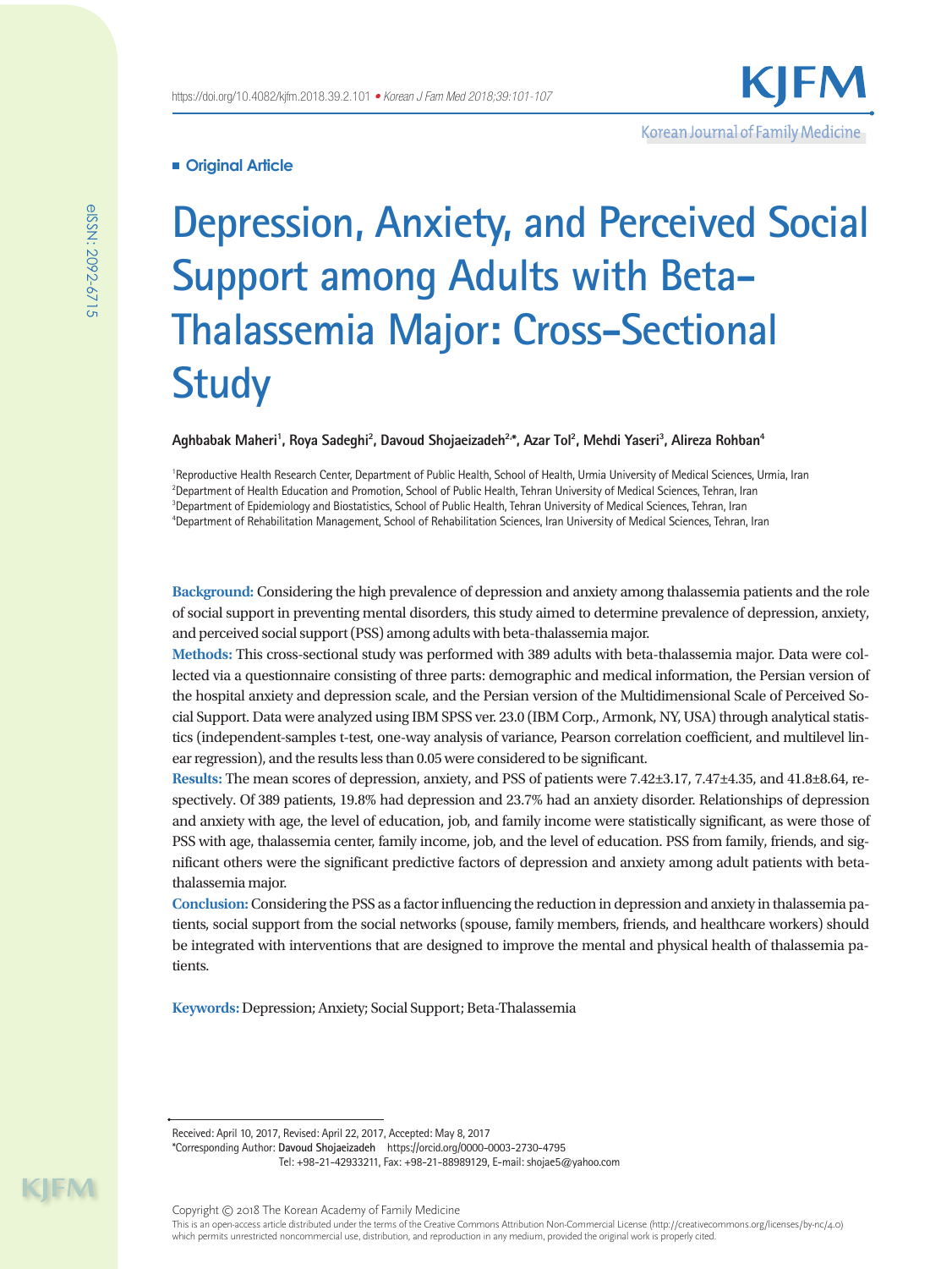**Original Article**

# Depression, Anxiety, and Perceived Social Support among Adults with Beta-Thalassemia Major: Cross-Sectional Study

**Aghbabak Maheri[1], Roya Sadeghi[2], Davoud Shojaeizadeh[2,*], Azar Tol[2], Mehdi Yaseri[3], Alireza Rohban[4]**

[1]Reproductive Health Research Center, Department of Public Health, School of Health, Urmia University of Medical Sciences, Urmia, Iran
[2]Department of Health Education and Promotion, School of Public Health, Tehran University of Medical Sciences, Tehran, Iran
[3]Department of Epidemiology and Biostatistics, School of Public Health, Tehran University of Medical Sciences, Tehran, Iran
[4]Department of Rehabilitation Management, School of Rehabilitation Sciences, Iran University of Medical Sciences, Tehran, Iran

**Background:** Considering the high prevalence of depression and anxiety among thalassemia patients and the role of social support in preventing mental disorders, this study aimed to determine prevalence of depression, anxiety, and perceived social support (PSS) among adults with beta-thalassemia major.

**Methods:** This cross-sectional study was performed with 389 adults with beta-thalassemia major. Data were collected via a questionnaire consisting of three parts: demographic and medical information, the Persian version of the hospital anxiety and depression scale, and the Persian version of the Multidimensional Scale of Perceived Social Support. Data were analyzed using IBM SPSS ver. 23.0 (IBM Corp., Armonk, NY, USA) through analytical statistics (independent-samples t-test, one-way analysis of variance, Pearson correlation coefficient, and multilevel linear regression), and the results less than 0.05 were considered to be significant.

**Results:** The mean scores of depression, anxiety, and PSS of patients were 7.42±3.17, 7.47±4.35, and 41.8±8.64, respectively. Of 389 patients, 19.8% had depression and 23.7% had an anxiety disorder. Relationships of depression and anxiety with age, the level of education, job, and family income were statistically significant, as were those of PSS with age, thalassemia center, family income, job, and the level of education. PSS from family, friends, and significant others were the significant predictive factors of depression and anxiety among adult patients with beta-thalassemia major.

**Conclusion:** Considering the PSS as a factor influencing the reduction in depression and anxiety in thalassemia patients, social support from the social networks (spouse, family members, friends, and healthcare workers) should be integrated with interventions that are designed to improve the mental and physical health of thalassemia patients.

**Keywords:** Depression; Anxiety; Social Support; Beta-Thalassemia

Received: April 10, 2017, Revised: April 22, 2017, Accepted: May 8, 2017
*Corresponding Author: **Davoud Shojaeizadeh** https://orcid.org/0000-0003-2730-4795
Tel: +98-21-42933211, Fax: +98-21-88989129, E-mail: shojae5@yahoo.com

Copyright © 2018 The Korean Academy of Family Medicine
This is an open-access article distributed under the terms of the Creative Commons Attribution Non-Commercial License (http://creativecommons.org/licenses/by-nc/4.0) which permits unrestricted noncommercial use, distribution, and reproduction in any medium, provided the original work is properly cited.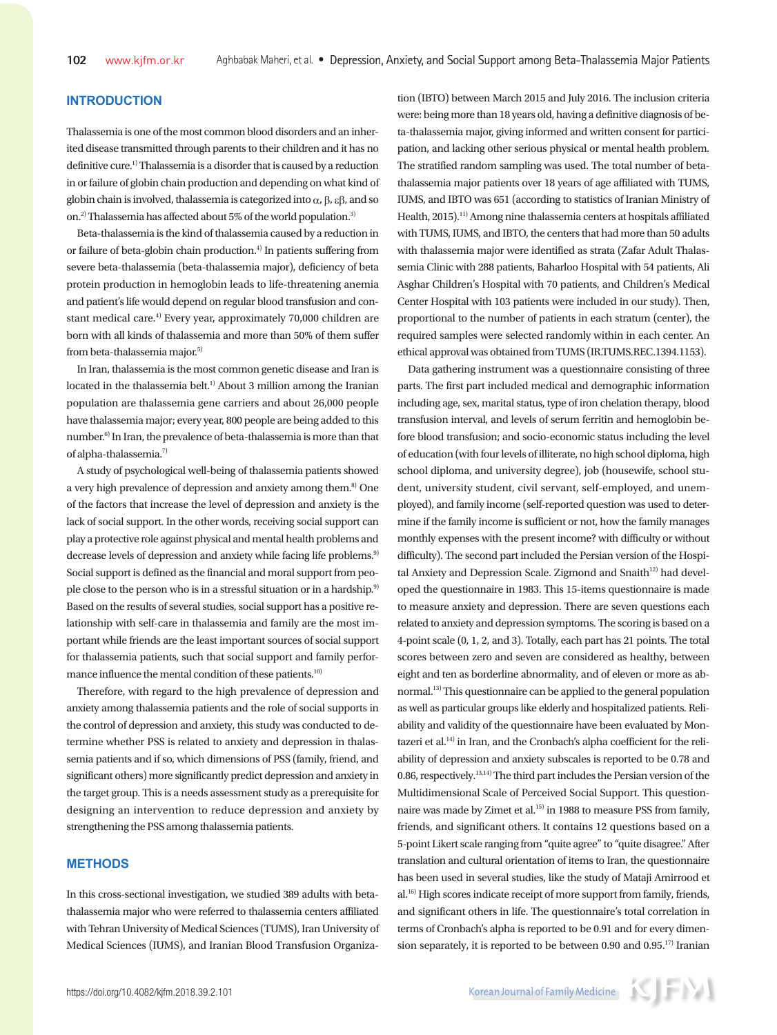## INTRODUCTION

Thalassemia is one of the most common blood disorders and an inherited disease transmitted through parents to their children and it has no definitive cure.[1] Thalassemia is a disorder that is caused by a reduction in or failure of globin chain production and depending on what kind of globin chain is involved, thalassemia is categorized into α, β, εβ, and so on.[2] Thalassemia has affected about 5% of the world population.[3]

Beta-thalassemia is the kind of thalassemia caused by a reduction in or failure of beta-globin chain production.[4] In patients suffering from severe beta-thalassemia (beta-thalassemia major), deficiency of beta protein production in hemoglobin leads to life-threatening anemia and patient's life would depend on regular blood transfusion and constant medical care.[4] Every year, approximately 70,000 children are born with all kinds of thalassemia and more than 50% of them suffer from beta-thalassemia major.[5]

In Iran, thalassemia is the most common genetic disease and Iran is located in the thalassemia belt.[1] About 3 million among the Iranian population are thalassemia gene carriers and about 26,000 people have thalassemia major; every year, 800 people are being added to this number.[6] In Iran, the prevalence of beta-thalassemia is more than that of alpha-thalassemia.[7]

A study of psychological well-being of thalassemia patients showed a very high prevalence of depression and anxiety among them.[8] One of the factors that increase the level of depression and anxiety is the lack of social support. In the other words, receiving social support can play a protective role against physical and mental health problems and decrease levels of depression and anxiety while facing life problems.[9] Social support is defined as the financial and moral support from people close to the person who is in a stressful situation or in a hardship.[9] Based on the results of several studies, social support has a positive relationship with self-care in thalassemia and family are the most important while friends are the least important sources of social support for thalassemia patients, such that social support and family performance influence the mental condition of these patients.[10]

Therefore, with regard to the high prevalence of depression and anxiety among thalassemia patients and the role of social supports in the control of depression and anxiety, this study was conducted to determine whether PSS is related to anxiety and depression in thalassemia patients and if so, which dimensions of PSS (family, friend, and significant others) more significantly predict depression and anxiety in the target group. This is a needs assessment study as a prerequisite for designing an intervention to reduce depression and anxiety by strengthening the PSS among thalassemia patients.

## METHODS

In this cross-sectional investigation, we studied 389 adults with beta-thalassemia major who were referred to thalassemia centers affiliated with Tehran University of Medical Sciences (TUMS), Iran University of Medical Sciences (IUMS), and Iranian Blood Transfusion Organization (IBTO) between March 2015 and July 2016. The inclusion criteria were: being more than 18 years old, having a definitive diagnosis of beta-thalassemia major, giving informed and written consent for participation, and lacking other serious physical or mental health problem. The stratified random sampling was used. The total number of beta-thalassemia major patients over 18 years of age affiliated with TUMS, IUMS, and IBTO was 651 (according to statistics of Iranian Ministry of Health, 2015).[11] Among nine thalassemia centers at hospitals affiliated with TUMS, IUMS, and IBTO, the centers that had more than 50 adults with thalassemia major were identified as strata (Zafar Adult Thalassemia Clinic with 288 patients, Baharloo Hospital with 54 patients, Ali Asghar Children's Hospital with 70 patients, and Children's Medical Center Hospital with 103 patients were included in our study). Then, proportional to the number of patients in each stratum (center), the required samples were selected randomly within in each center. An ethical approval was obtained from TUMS (IR.TUMS.REC.1394.1153).

Data gathering instrument was a questionnaire consisting of three parts. The first part included medical and demographic information including age, sex, marital status, type of iron chelation therapy, blood transfusion interval, and levels of serum ferritin and hemoglobin before blood transfusion; and socio-economic status including the level of education (with four levels of illiterate, no high school diploma, high school diploma, and university degree), job (housewife, school student, university student, civil servant, self-employed, and unemployed), and family income (self-reported question was used to determine if the family income is sufficient or not, how the family manages monthly expenses with the present income? with difficulty or without difficulty). The second part included the Persian version of the Hospital Anxiety and Depression Scale. Zigmond and Snaith[12] had developed the questionnaire in 1983. This 15-items questionnaire is made to measure anxiety and depression. There are seven questions each related to anxiety and depression symptoms. The scoring is based on a 4-point scale (0, 1, 2, and 3). Totally, each part has 21 points. The total scores between zero and seven are considered as healthy, between eight and ten as borderline abnormality, and of eleven or more as abnormal.[13] This questionnaire can be applied to the general population as well as particular groups like elderly and hospitalized patients. Reliability and validity of the questionnaire have been evaluated by Montazeri et al.[14] in Iran, and the Cronbach's alpha coefficient for the reliability of depression and anxiety subscales is reported to be 0.78 and 0.86, respectively.[13,14] The third part includes the Persian version of the Multidimensional Scale of Perceived Social Support. This questionnaire was made by Zimet et al.[15] in 1988 to measure PSS from family, friends, and significant others. It contains 12 questions based on a 5-point Likert scale ranging from "quite agree" to "quite disagree." After translation and cultural orientation of items to Iran, the questionnaire has been used in several studies, like the study of Mataji Amirrood et al.[16] High scores indicate receipt of more support from family, friends, and significant others in life. The questionnaire's total correlation in terms of Cronbach's alpha is reported to be 0.91 and for every dimension separately, it is reported to be between 0.90 and 0.95.[17] Iranian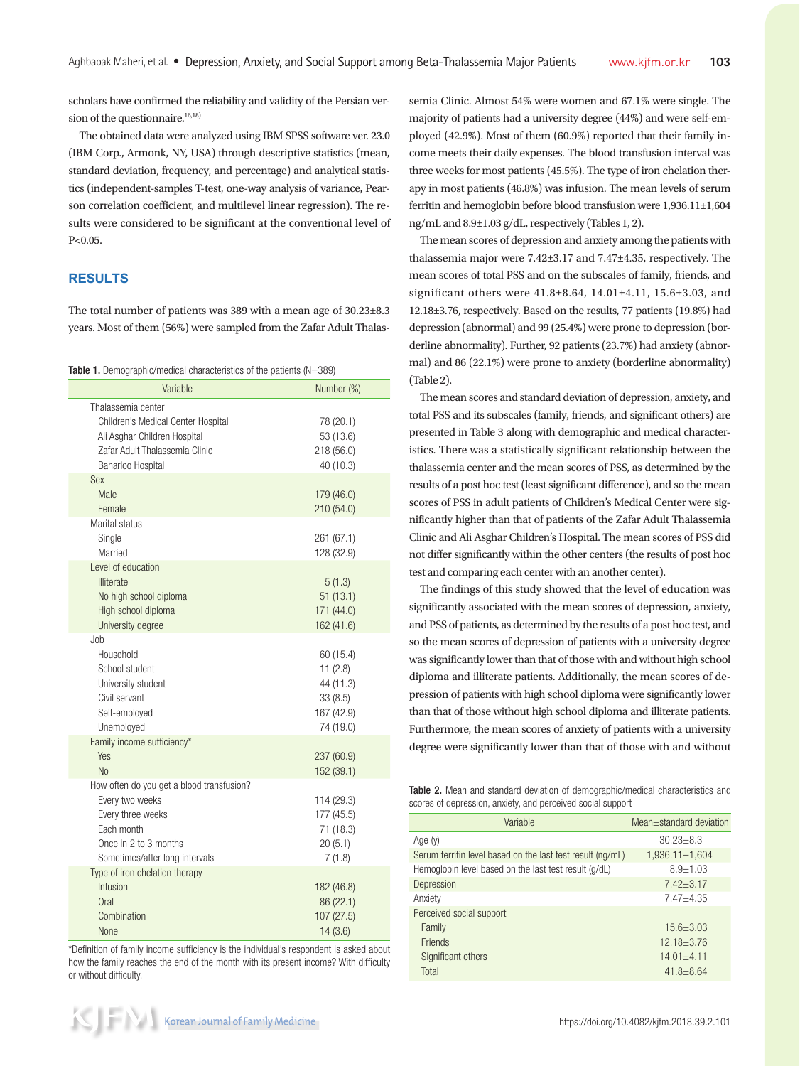scholars have confirmed the reliability and validity of the Persian version of the questionnaire.[16,18)]

The obtained data were analyzed using IBM SPSS software ver. 23.0 (IBM Corp., Armonk, NY, USA) through descriptive statistics (mean, standard deviation, frequency, and percentage) and analytical statistics (independent-samples T-test, one-way analysis of variance, Pearson correlation coefficient, and multilevel linear regression). The results were considered to be significant at the conventional level of P<0.05.

## RESULTS

The total number of patients was 389 with a mean age of 30.23±8.3 years. Most of them (56%) were sampled from the Zafar Adult Thalassemia Clinic. Almost 54% were women and 67.1% were single. The majority of patients had a university degree (44%) and were self-employed (42.9%). Most of them (60.9%) reported that their family income meets their daily expenses. The blood transfusion interval was three weeks for most patients (45.5%). The type of iron chelation therapy in most patients (46.8%) was infusion. The mean levels of serum ferritin and hemoglobin before blood transfusion were 1,936.11±1,604 ng/mL and 8.9±1.03 g/dL, respectively (Tables 1, 2).

**Table 1.** Demographic/medical characteristics of the patients (N=389)

| Variable | Number (%) |
|---|---|
| Thalassemia center | |
| Children's Medical Center Hospital | 78 (20.1) |
| Ali Asghar Children Hospital | 53 (13.6) |
| Zafar Adult Thalassemia Clinic | 218 (56.0) |
| Baharloo Hospital | 40 (10.3) |
| Sex | |
| Male | 179 (46.0) |
| Female | 210 (54.0) |
| Marital status | |
| Single | 261 (67.1) |
| Married | 128 (32.9) |
| Level of education | |
| Illiterate | 5 (1.3) |
| No high school diploma | 51 (13.1) |
| High school diploma | 171 (44.0) |
| University degree | 162 (41.6) |
| Job | |
| Household | 60 (15.4) |
| School student | 11 (2.8) |
| University student | 44 (11.3) |
| Civil servant | 33 (8.5) |
| Self-employed | 167 (42.9) |
| Unemployed | 74 (19.0) |
| Family income sufficiency* | |
| Yes | 237 (60.9) |
| No | 152 (39.1) |
| How often do you get a blood transfusion? | |
| Every two weeks | 114 (29.3) |
| Every three weeks | 177 (45.5) |
| Each month | 71 (18.3) |
| Once in 2 to 3 months | 20 (5.1) |
| Sometimes/after long intervals | 7 (1.8) |
| Type of iron chelation therapy | |
| Infusion | 182 (46.8) |
| Oral | 86 (22.1) |
| Combination | 107 (27.5) |
| None | 14 (3.6) |

*Definition of family income sufficiency is the individual's respondent is asked about how the family reaches the end of the month with its present income? With difficulty or without difficulty.

The mean scores of depression and anxiety among the patients with thalassemia major were 7.42±3.17 and 7.47±4.35, respectively. The mean scores of total PSS and on the subscales of family, friends, and significant others were 41.8±8.64, 14.01±4.11, 15.6±3.03, and 12.18±3.76, respectively. Based on the results, 77 patients (19.8%) had depression (abnormal) and 99 (25.4%) were prone to depression (borderline abnormality). Further, 92 patients (23.7%) had anxiety (abnormal) and 86 (22.1%) were prone to anxiety (borderline abnormality) (Table 2).

The mean scores and standard deviation of depression, anxiety, and total PSS and its subscales (family, friends, and significant others) are presented in Table 3 along with demographic and medical characteristics. There was a statistically significant relationship between the thalassemia center and the mean scores of PSS, as determined by the results of a post hoc test (least significant difference), and so the mean scores of PSS in adult patients of Children's Medical Center were significantly higher than that of patients of the Zafar Adult Thalassemia Clinic and Ali Asghar Children's Hospital. The mean scores of PSS did not differ significantly within the other centers (the results of post hoc test and comparing each center with an another center).

The findings of this study showed that the level of education was significantly associated with the mean scores of depression, anxiety, and PSS of patients, as determined by the results of a post hoc test, and so the mean scores of depression of patients with a university degree was significantly lower than that of those with and without high school diploma and illiterate patients. Additionally, the mean scores of depression of patients with high school diploma were significantly lower than that of those without high school diploma and illiterate patients. Furthermore, the mean scores of anxiety of patients with a university degree were significantly lower than that of those with and without

**Table 2.** Mean and standard deviation of demographic/medical characteristics and scores of depression, anxiety, and perceived social support

| Variable | Mean±standard deviation |
|---|---|
| Age (y) | 30.23±8.3 |
| Serum ferritin level based on the last test result (ng/mL) | 1,936.11±1,604 |
| Hemoglobin level based on the last test result (g/dL) | 8.9±1.03 |
| Depression | 7.42±3.17 |
| Anxiety | 7.47±4.35 |
| Perceived social support | |
| Family | 15.6±3.03 |
| Friends | 12.18±3.76 |
| Significant others | 14.01±4.11 |
| Total | 41.8±8.64 |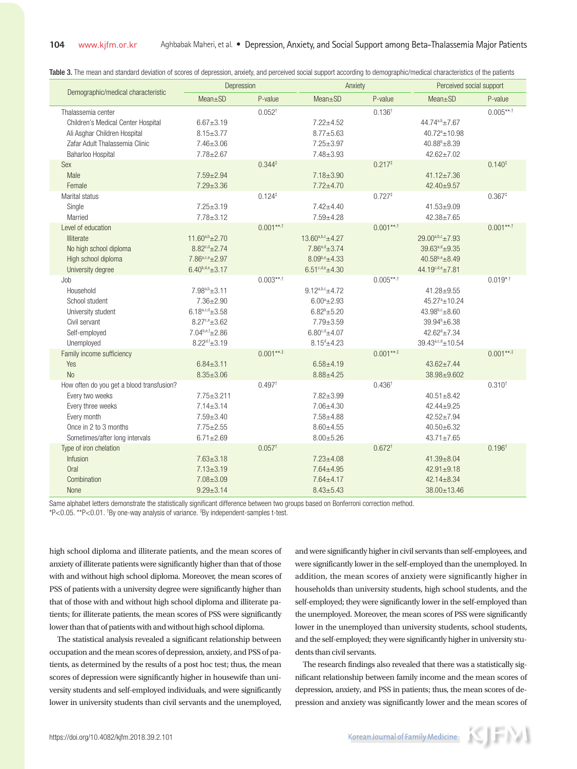Table 3. The mean and standard deviation of scores of depression, anxiety, and perceived social support according to demographic/medical characteristics of the patients

| Demographic/medical characteristic | Depression | | Anxiety | | Perceived social support | |
|---|---|---|---|---|---|---|
| | Mean±SD | P-value | Mean±SD | P-value | Mean±SD | P-value |
| Thalassemia center | | 0.052† | | 0.136† | | 0.005**,† |
| Children's Medical Center Hospital | 6.67±3.19 | | 7.22±4.52 | | 44.74[a,b]±7.67 | |
| Ali Asghar Children Hospital | 8.15±3.77 | | 8.77±5.63 | | 40.72[a]±10.98 | |
| Zafar Adult Thalassemia Clinic | 7.46±3.06 | | 7.25±3.97 | | 40.88[b]±8.39 | |
| Baharloo Hospital | 7.78±2.67 | | 7.48±3.93 | | 42.62±7.02 | |
| Sex | | 0.344‡ | | 0.217‡ | | 0.140‡ |
| Male | 7.59±2.94 | | 7.18±3.90 | | 41.12±7.36 | |
| Female | 7.29±3.36 | | 7.72±4.70 | | 42.40±9.57 | |
| Marital status | | 0.124‡ | | 0.727‡ | | 0.367‡ |
| Single | 7.25±3.19 | | 7.42±4.40 | | 41.53±9.09 | |
| Married | 7.78±3.12 | | 7.59±4.28 | | 42.38±7.65 | |
| Level of education | | 0.001**,† | | 0.001**,† | | 0.001**,† |
| Illiterate | 11.60[a,b]±2.70 | | 13.60[a,b,c]±4.27 | | 29.00[a,b,c]±7.93 | |
| No high school diploma | 8.82[c,d]±2.74 | | 7.86[a,d]±3.74 | | 39.63[a,d]±9.35 | |
| High school diploma | 7.86[a,c,e]±2.97 | | 8.09[b,e]±4.33 | | 40.58[b,e]±8.49 | |
| University degree | 6.40[b,d,e]±3.17 | | 6.51[c,d,e]±4.30 | | 44.19[c,d,e]±7.81 | |
| Job | | 0.003**,† | | 0.005**,† | | 0.019*,† |
| Household | 7.98[a,b]±3.11 | | 9.12[a,b,c]±4.72 | | 41.28±9.55 | |
| School student | 7.36±2.90 | | 6.00[a]±2.93 | | 45.27[a]±10.24 | |
| University student | 6.18[a,c,d]±3.58 | | 6.82[b]±5.20 | | 43.98[b,c]±8.60 | |
| Civil servant | 8.27[c,e]±3.62 | | 7.79±3.59 | | 39.94[b]±6.38 | |
| Self-employed | 7.04[b,e,f]±2.86 | | 6.80[c,d]±4.07 | | 42.62[d]±7.34 | |
| Unemployed | 8.22[d,f]±3.19 | | 8.15[d]±4.23 | | 39.43[a,c,d]±10.54 | |
| Family income sufficiency | | 0.001**,‡ | | 0.001**,‡ | | 0.001**,‡ |
| Yes | 6.84±3.11 | | 6.58±4.19 | | 43.62±7.44 | |
| No | 8.35±3.06 | | 8.88±4.25 | | 38.98±9.602 | |
| How often do you get a blood transfusion? | | 0.497† | | 0.436† | | 0.310† |
| Every two weeks | 7.75±3.211 | | 7.82±3.99 | | 40.51±8.42 | |
| Every three weeks | 7.14±3.14 | | 7.06±4.30 | | 42.44±9.25 | |
| Every month | 7.59±3.40 | | 7.58±4.88 | | 42.52±7.94 | |
| Once in 2 to 3 months | 7.75±2.55 | | 8.60±4.55 | | 40.50±6.32 | |
| Sometimes/after long intervals | 6.71±2.69 | | 8.00±5.26 | | 43.71±7.65 | |
| Type of iron chelation | | 0.057† | | 0.672† | | 0.196† |
| Infusion | 7.63±3.18 | | 7.23±4.08 | | 41.39±8.04 | |
| Oral | 7.13±3.19 | | 7.64±4.95 | | 42.91±9.18 | |
| Combination | 7.08±3.09 | | 7.64±4.17 | | 42.14±8.34 | |
| None | 9.29±3.14 | | 8.43±5.43 | | 38.00±13.46 | |

Same alphabet letters demonstrate the statistically significant difference between two groups based on Bonferroni correction method.
*P<0.05. **P<0.01. †By one-way analysis of variance. ‡By independent-samples t-test.

high school diploma and illiterate patients, and the mean scores of anxiety of illiterate patients were significantly higher than that of those with and without high school diploma. Moreover, the mean scores of PSS of patients with a university degree were significantly higher than that of those with and without high school diploma and illiterate patients; for illiterate patients, the mean scores of PSS were significantly lower than that of patients with and without high school diploma.

The statistical analysis revealed a significant relationship between occupation and the mean scores of depression, anxiety, and PSS of patients, as determined by the results of a post hoc test; thus, the mean scores of depression were significantly higher in housewife than university students and self-employed individuals, and were significantly lower in university students than civil servants and the unemployed, and were significantly higher in civil servants than self-employees, and were significantly lower in the self-employed than the unemployed. In addition, the mean scores of anxiety were significantly higher in households than university students, high school students, and the self-employed; they were significantly lower in the self-employed than the unemployed. Moreover, the mean scores of PSS were significantly lower in the unemployed than university students, school students, and the self-employed; they were significantly higher in university students than civil servants.

The research findings also revealed that there was a statistically significant relationship between family income and the mean scores of depression, anxiety, and PSS in patients; thus, the mean scores of depression and anxiety was significantly lower and the mean scores of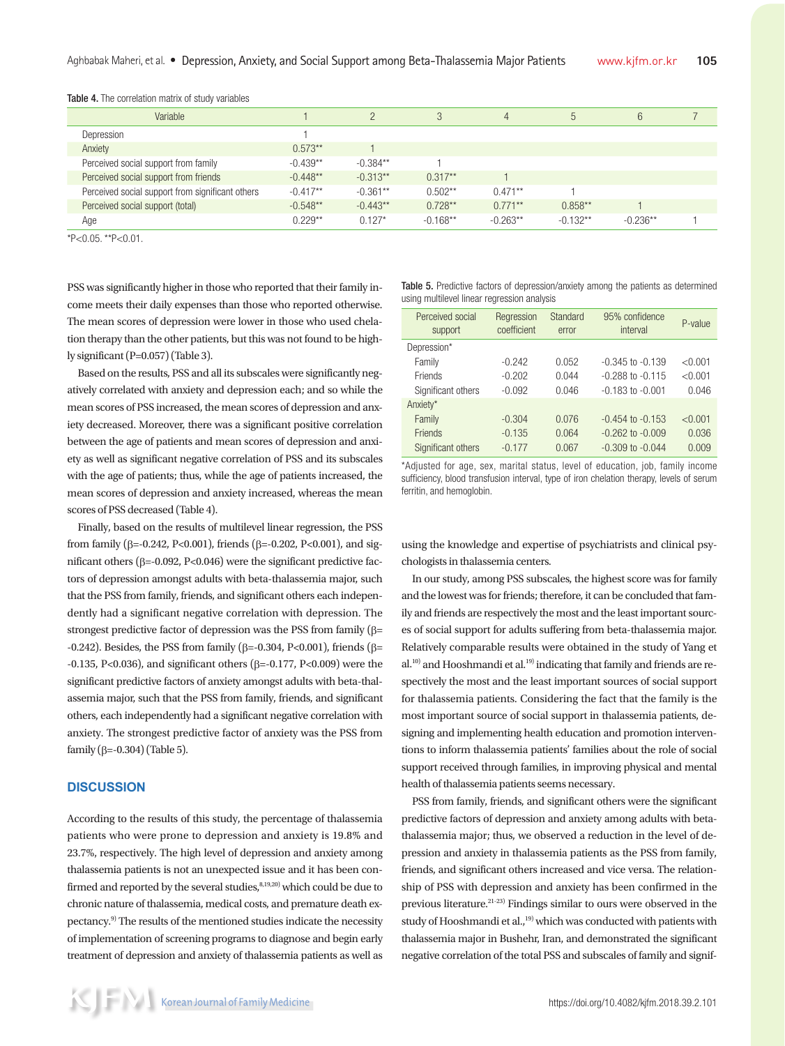**Table 4.** The correlation matrix of study variables

| Variable | 1 | 2 | 3 | 4 | 5 | 6 | 7 |
|---|---|---|---|---|---|---|---|
| Depression | 1 | | | | | | |
| Anxiety | 0.573** | 1 | | | | | |
| Perceived social support from family | -0.439** | -0.384** | 1 | | | | |
| Perceived social support from friends | -0.448** | -0.313** | 0.317** | 1 | | | |
| Perceived social support from significant others | -0.417** | -0.361** | 0.502** | 0.471** | 1 | | |
| Perceived social support (total) | -0.548** | -0.443** | 0.728** | 0.771** | 0.858** | 1 | |
| Age | 0.229** | 0.127* | -0.168** | -0.263** | -0.132** | -0.236** | 1 |

*P<0.05. **P<0.01.

PSS was significantly higher in those who reported that their family income meets their daily expenses than those who reported otherwise. The mean scores of depression were lower in those who used chelation therapy than the other patients, but this was not found to be highly significant (P=0.057) (Table 3).

Based on the results, PSS and all its subscales were significantly negatively correlated with anxiety and depression each; and so while the mean scores of PSS increased, the mean scores of depression and anxiety decreased. Moreover, there was a significant positive correlation between the age of patients and mean scores of depression and anxiety as well as significant negative correlation of PSS and its subscales with the age of patients; thus, while the age of patients increased, the mean scores of depression and anxiety increased, whereas the mean scores of PSS decreased (Table 4).

Finally, based on the results of multilevel linear regression, the PSS from family (β=-0.242, P<0.001), friends (β=-0.202, P<0.001), and significant others (β=-0.092, P<0.046) were the significant predictive factors of depression amongst adults with beta-thalassemia major, such that the PSS from family, friends, and significant others each independently had a significant negative correlation with depression. The strongest predictive factor of depression was the PSS from family (β= -0.242). Besides, the PSS from family (β=-0.304, P<0.001), friends (β= -0.135, P<0.036), and significant others (β=-0.177, P<0.009) were the significant predictive factors of anxiety amongst adults with beta-thalassemia major, such that the PSS from family, friends, and significant others, each independently had a significant negative correlation with anxiety. The strongest predictive factor of anxiety was the PSS from family (β=-0.304) (Table 5).

**Table 5.** Predictive factors of depression/anxiety among the patients as determined using multilevel linear regression analysis

| Perceived social support | Regression coefficient | Standard error | 95% confidence interval | P-value |
|---|---|---|---|---|
| Depression* | | | | |
| Family | -0.242 | 0.052 | -0.345 to -0.139 | <0.001 |
| Friends | -0.202 | 0.044 | -0.288 to -0.115 | <0.001 |
| Significant others | -0.092 | 0.046 | -0.183 to -0.001 | 0.046 |
| Anxiety* | | | | |
| Family | -0.304 | 0.076 | -0.454 to -0.153 | <0.001 |
| Friends | -0.135 | 0.064 | -0.262 to -0.009 | 0.036 |
| Significant others | -0.177 | 0.067 | -0.309 to -0.044 | 0.009 |

*Adjusted for age, sex, marital status, level of education, job, family income sufficiency, blood transfusion interval, type of iron chelation therapy, levels of serum ferritin, and hemoglobin.

## DISCUSSION

According to the results of this study, the percentage of thalassemia patients who were prone to depression and anxiety is 19.8% and 23.7%, respectively. The high level of depression and anxiety among thalassemia patients is not an unexpected issue and it has been confirmed and reported by the several studies,[8,19,20] which could be due to chronic nature of thalassemia, medical costs, and premature death expectancy.[9] The results of the mentioned studies indicate the necessity of implementation of screening programs to diagnose and begin early treatment of depression and anxiety of thalassemia patients as well as using the knowledge and expertise of psychiatrists and clinical psychologists in thalassemia centers.

In our study, among PSS subscales, the highest score was for family and the lowest was for friends; therefore, it can be concluded that family and friends are respectively the most and the least important sources of social support for adults suffering from beta-thalassemia major. Relatively comparable results were obtained in the study of Yang et al.[10] and Hooshmandi et al.[19] indicating that family and friends are respectively the most and the least important sources of social support for thalassemia patients. Considering the fact that the family is the most important source of social support in thalassemia patients, designing and implementing health education and promotion interventions to inform thalassemia patients' families about the role of social support received through families, in improving physical and mental health of thalassemia patients seems necessary.

PSS from family, friends, and significant others were the significant predictive factors of depression and anxiety among adults with beta-thalassemia major; thus, we observed a reduction in the level of depression and anxiety in thalassemia patients as the PSS from family, friends, and significant others increased and vice versa. The relationship of PSS with depression and anxiety has been confirmed in the previous literature.[21-23] Findings similar to ours were observed in the study of Hooshmandi et al.,[19] which was conducted with patients with thalassemia major in Bushehr, Iran, and demonstrated the significant negative correlation of the total PSS and subscales of family and signif-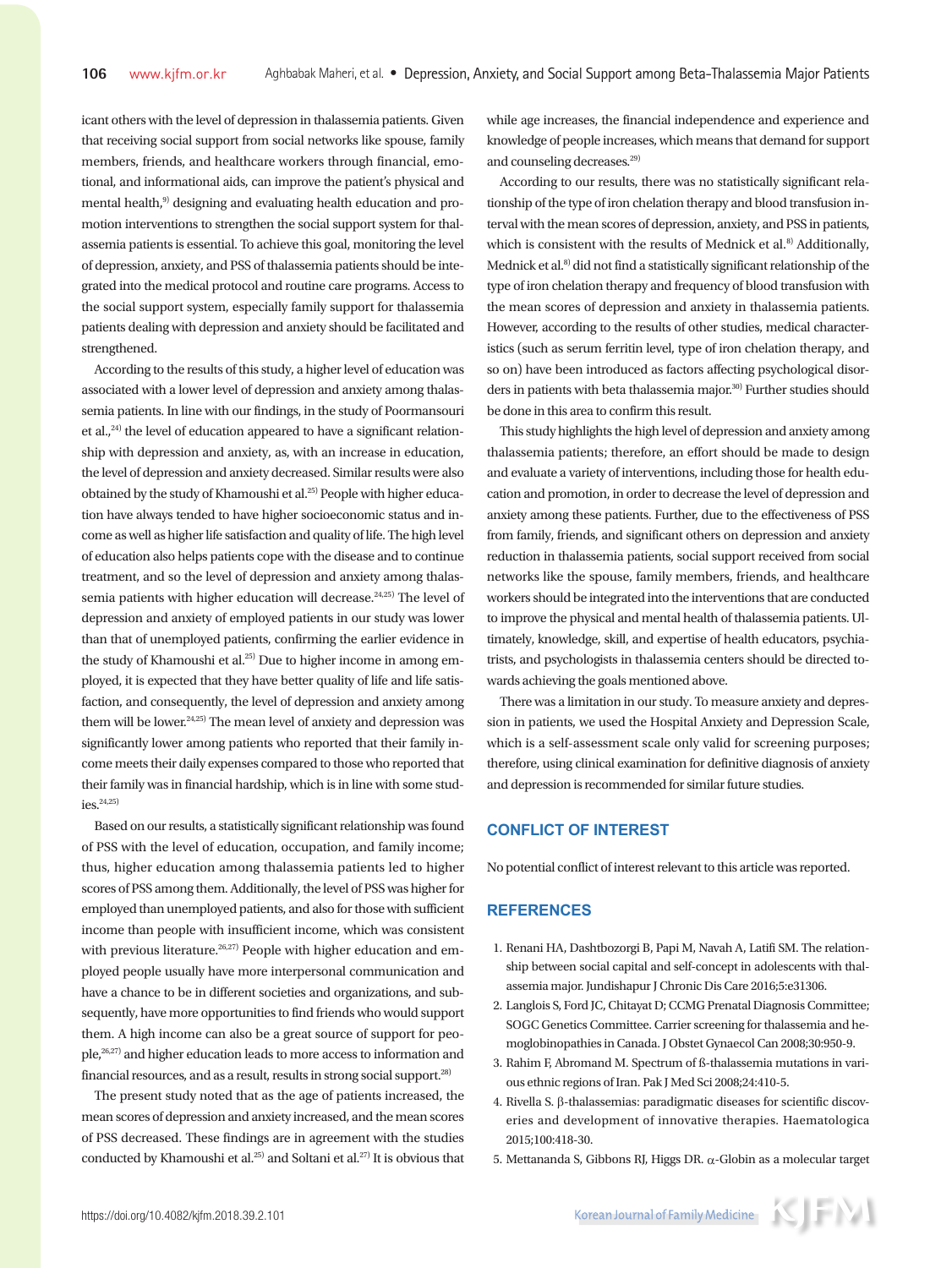icant others with the level of depression in thalassemia patients. Given that receiving social support from social networks like spouse, family members, friends, and healthcare workers through financial, emotional, and informational aids, can improve the patient's physical and mental health,[9] designing and evaluating health education and promotion interventions to strengthen the social support system for thalassemia patients is essential. To achieve this goal, monitoring the level of depression, anxiety, and PSS of thalassemia patients should be integrated into the medical protocol and routine care programs. Access to the social support system, especially family support for thalassemia patients dealing with depression and anxiety should be facilitated and strengthened.

According to the results of this study, a higher level of education was associated with a lower level of depression and anxiety among thalassemia patients. In line with our findings, in the study of Poormansouri et al.,[24] the level of education appeared to have a significant relationship with depression and anxiety, as, with an increase in education, the level of depression and anxiety decreased. Similar results were also obtained by the study of Khamoushi et al.[25] People with higher education have always tended to have higher socioeconomic status and income as well as higher life satisfaction and quality of life. The high level of education also helps patients cope with the disease and to continue treatment, and so the level of depression and anxiety among thalassemia patients with higher education will decrease.[24,25] The level of depression and anxiety of employed patients in our study was lower than that of unemployed patients, confirming the earlier evidence in the study of Khamoushi et al.[25] Due to higher income in among employed, it is expected that they have better quality of life and life satisfaction, and consequently, the level of depression and anxiety among them will be lower.[24,25] The mean level of anxiety and depression was significantly lower among patients who reported that their family income meets their daily expenses compared to those who reported that their family was in financial hardship, which is in line with some studies.[24,25]

Based on our results, a statistically significant relationship was found of PSS with the level of education, occupation, and family income; thus, higher education among thalassemia patients led to higher scores of PSS among them. Additionally, the level of PSS was higher for employed than unemployed patients, and also for those with sufficient income than people with insufficient income, which was consistent with previous literature.[26,27] People with higher education and employed people usually have more interpersonal communication and have a chance to be in different societies and organizations, and subsequently, have more opportunities to find friends who would support them. A high income can also be a great source of support for people,[26,27] and higher education leads to more access to information and financial resources, and as a result, results in strong social support.[28]

The present study noted that as the age of patients increased, the mean scores of depression and anxiety increased, and the mean scores of PSS decreased. These findings are in agreement with the studies conducted by Khamoushi et al.[25] and Soltani et al.[27] It is obvious that while age increases, the financial independence and experience and knowledge of people increases, which means that demand for support and counseling decreases.[29]

According to our results, there was no statistically significant relationship of the type of iron chelation therapy and blood transfusion interval with the mean scores of depression, anxiety, and PSS in patients, which is consistent with the results of Mednick et al.[8] Additionally, Mednick et al.[8] did not find a statistically significant relationship of the type of iron chelation therapy and frequency of blood transfusion with the mean scores of depression and anxiety in thalassemia patients. However, according to the results of other studies, medical characteristics (such as serum ferritin level, type of iron chelation therapy, and so on) have been introduced as factors affecting psychological disorders in patients with beta thalassemia major.[30] Further studies should be done in this area to confirm this result.

This study highlights the high level of depression and anxiety among thalassemia patients; therefore, an effort should be made to design and evaluate a variety of interventions, including those for health education and promotion, in order to decrease the level of depression and anxiety among these patients. Further, due to the effectiveness of PSS from family, friends, and significant others on depression and anxiety reduction in thalassemia patients, social support received from social networks like the spouse, family members, friends, and healthcare workers should be integrated into the interventions that are conducted to improve the physical and mental health of thalassemia patients. Ultimately, knowledge, skill, and expertise of health educators, psychiatrists, and psychologists in thalassemia centers should be directed towards achieving the goals mentioned above.

There was a limitation in our study. To measure anxiety and depression in patients, we used the Hospital Anxiety and Depression Scale, which is a self-assessment scale only valid for screening purposes; therefore, using clinical examination for definitive diagnosis of anxiety and depression is recommended for similar future studies.

## CONFLICT OF INTEREST

No potential conflict of interest relevant to this article was reported.

## REFERENCES

1. Renani HA, Dashtbozorgi B, Papi M, Navah A, Latifi SM. The relationship between social capital and self-concept in adolescents with thalassemia major. Jundishapur J Chronic Dis Care 2016;5:e31306.
2. Langlois S, Ford JC, Chitayat D; CCMG Prenatal Diagnosis Committee; SOGC Genetics Committee. Carrier screening for thalassemia and hemoglobinopathies in Canada. J Obstet Gynaecol Can 2008;30:950-9.
3. Rahim F, Abromand M. Spectrum of ß-thalassemia mutations in various ethnic regions of Iran. Pak J Med Sci 2008;24:410-5.
4. Rivella S. β-thalassemias: paradigmatic diseases for scientific discoveries and development of innovative therapies. Haematologica 2015;100:418-30.
5. Mettananda S, Gibbons RJ, Higgs DR. α-Globin as a molecular target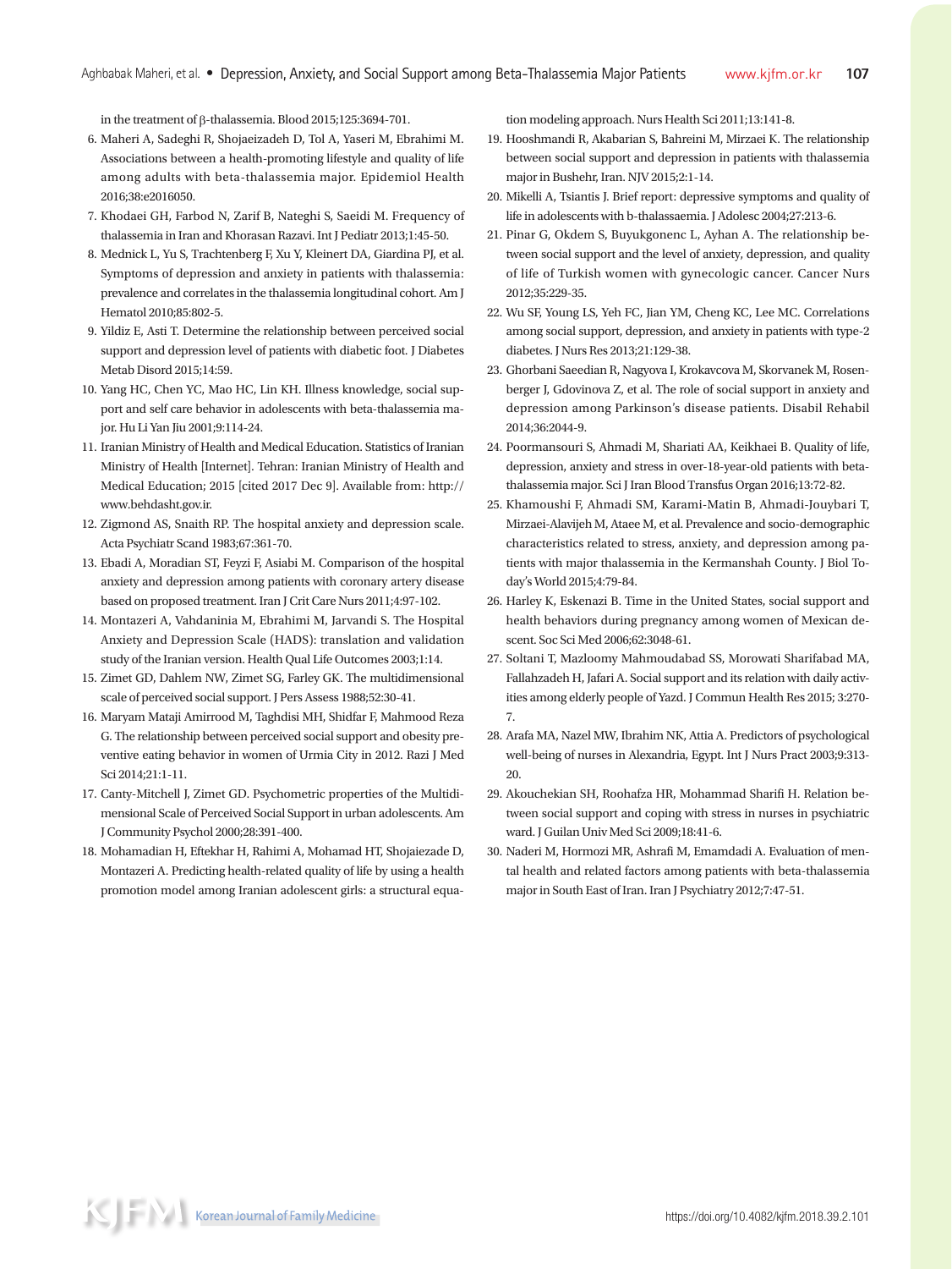in the treatment of β-thalassemia. Blood 2015;125:3694-701.

6. Maheri A, Sadeghi R, Shojaeizadeh D, Tol A, Yaseri M, Ebrahimi M. Associations between a health-promoting lifestyle and quality of life among adults with beta-thalassemia major. Epidemiol Health 2016;38:e2016050.
7. Khodaei GH, Farbod N, Zarif B, Nateghi S, Saeidi M. Frequency of thalassemia in Iran and Khorasan Razavi. Int J Pediatr 2013;1:45-50.
8. Mednick L, Yu S, Trachtenberg F, Xu Y, Kleinert DA, Giardina PJ, et al. Symptoms of depression and anxiety in patients with thalassemia: prevalence and correlates in the thalassemia longitudinal cohort. Am J Hematol 2010;85:802-5.
9. Yildiz E, Asti T. Determine the relationship between perceived social support and depression level of patients with diabetic foot. J Diabetes Metab Disord 2015;14:59.
10. Yang HC, Chen YC, Mao HC, Lin KH. Illness knowledge, social support and self care behavior in adolescents with beta-thalassemia major. Hu Li Yan Jiu 2001;9:114-24.
11. Iranian Ministry of Health and Medical Education. Statistics of Iranian Ministry of Health [Internet]. Tehran: Iranian Ministry of Health and Medical Education; 2015 [cited 2017 Dec 9]. Available from: http://www.behdasht.gov.ir.
12. Zigmond AS, Snaith RP. The hospital anxiety and depression scale. Acta Psychiatr Scand 1983;67:361-70.
13. Ebadi A, Moradian ST, Feyzi F, Asiabi M. Comparison of the hospital anxiety and depression among patients with coronary artery disease based on proposed treatment. Iran J Crit Care Nurs 2011;4:97-102.
14. Montazeri A, Vahdaninia M, Ebrahimi M, Jarvandi S. The Hospital Anxiety and Depression Scale (HADS): translation and validation study of the Iranian version. Health Qual Life Outcomes 2003;1:14.
15. Zimet GD, Dahlem NW, Zimet SG, Farley GK. The multidimensional scale of perceived social support. J Pers Assess 1988;52:30-41.
16. Maryam Mataji Amirrood M, Taghdisi MH, Shidfar F, Mahmood Reza G. The relationship between perceived social support and obesity preventive eating behavior in women of Urmia City in 2012. Razi J Med Sci 2014;21:1-11.
17. Canty-Mitchell J, Zimet GD. Psychometric properties of the Multidimensional Scale of Perceived Social Support in urban adolescents. Am J Community Psychol 2000;28:391-400.
18. Mohamadian H, Eftekhar H, Rahimi A, Mohamad HT, Shojaiezade D, Montazeri A. Predicting health-related quality of life by using a health promotion model among Iranian adolescent girls: a structural equation modeling approach. Nurs Health Sci 2011;13:141-8.
19. Hooshmandi R, Akabarian S, Bahreini M, Mirzaei K. The relationship between social support and depression in patients with thalassemia major in Bushehr, Iran. NJV 2015;2:1-14.
20. Mikelli A, Tsiantis J. Brief report: depressive symptoms and quality of life in adolescents with b-thalassaemia. J Adolesc 2004;27:213-6.
21. Pinar G, Okdem S, Buyukgonenc L, Ayhan A. The relationship between social support and the level of anxiety, depression, and quality of life of Turkish women with gynecologic cancer. Cancer Nurs 2012;35:229-35.
22. Wu SF, Young LS, Yeh FC, Jian YM, Cheng KC, Lee MC. Correlations among social support, depression, and anxiety in patients with type-2 diabetes. J Nurs Res 2013;21:129-38.
23. Ghorbani Saeedian R, Nagyova I, Krokavcova M, Skorvanek M, Rosenberger J, Gdovinova Z, et al. The role of social support in anxiety and depression among Parkinson's disease patients. Disabil Rehabil 2014;36:2044-9.
24. Poormansouri S, Ahmadi M, Shariati AA, Keikhaei B. Quality of life, depression, anxiety and stress in over-18-year-old patients with beta-thalassemia major. Sci J Iran Blood Transfus Organ 2016;13:72-82.
25. Khamoushi F, Ahmadi SM, Karami-Matin B, Ahmadi-Jouybari T, Mirzaei-Alavijeh M, Ataee M, et al. Prevalence and socio-demographic characteristics related to stress, anxiety, and depression among patients with major thalassemia in the Kermanshah County. J Biol Today's World 2015;4:79-84.
26. Harley K, Eskenazi B. Time in the United States, social support and health behaviors during pregnancy among women of Mexican descent. Soc Sci Med 2006;62:3048-61.
27. Soltani T, Mazloomy Mahmoudabad SS, Morowati Sharifabad MA, Fallahzadeh H, Jafari A. Social support and its relation with daily activities among elderly people of Yazd. J Commun Health Res 2015; 3:270-7.
28. Arafa MA, Nazel MW, Ibrahim NK, Attia A. Predictors of psychological well-being of nurses in Alexandria, Egypt. Int J Nurs Pract 2003;9:313-20.
29. Akouchekian SH, Roohafza HR, Mohammad Sharifi H. Relation between social support and coping with stress in nurses in psychiatric ward. J Guilan Univ Med Sci 2009;18:41-6.
30. Naderi M, Hormozi MR, Ashrafi M, Emamdadi A. Evaluation of mental health and related factors among patients with beta-thalassemia major in South East of Iran. Iran J Psychiatry 2012;7:47-51.